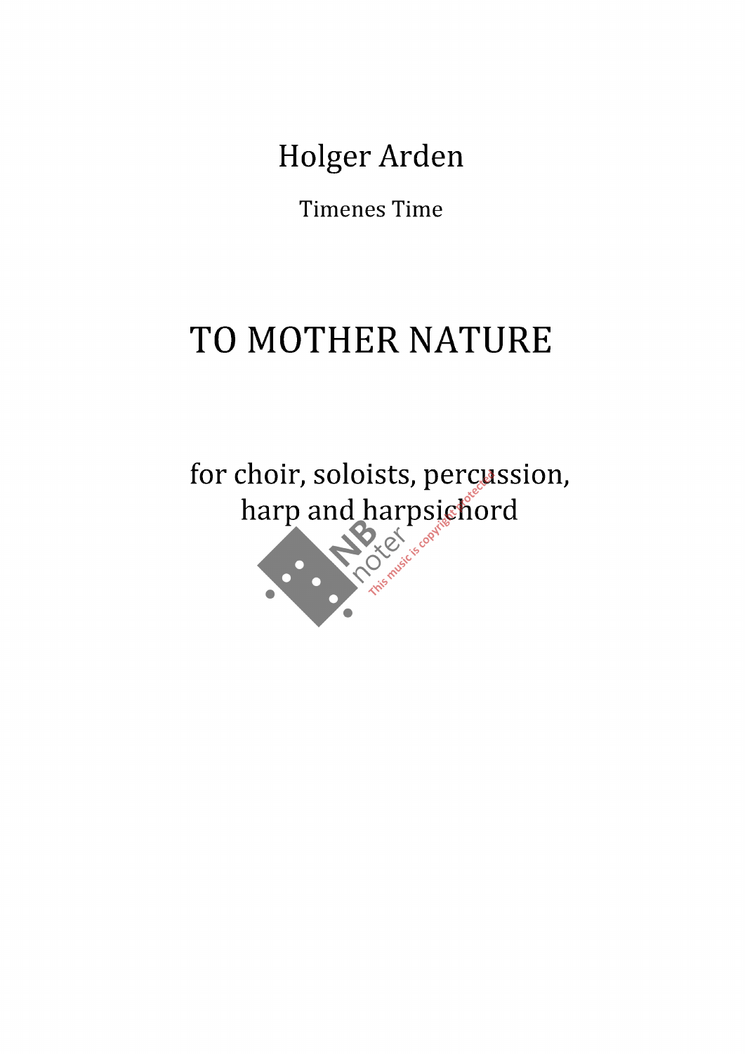Holger Arden

Timenes Time

# TO MOTHER NATURE

for choir, soloists, percussion, harp and harpsichord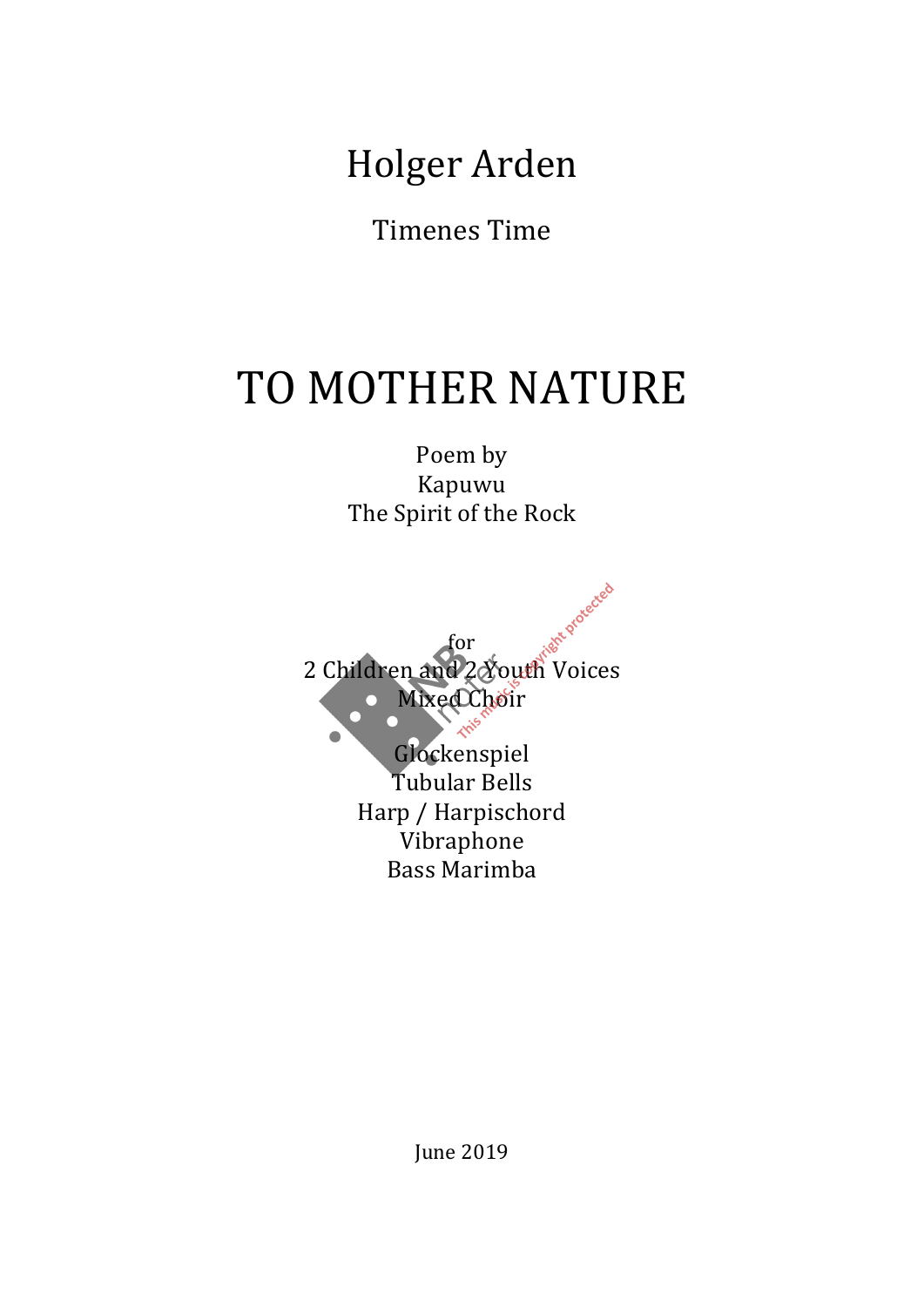Holger Arden

Timenes Time

# TO MOTHER NATURE

Poem by
Kapuwu
The Spirit of the Rock

for
2 Children and 2 Youth Voices
Mixed Choir

Glockenspiel
Tubular Bells
Harp / Harpischord
Vibraphone
Bass Marimba

June 2019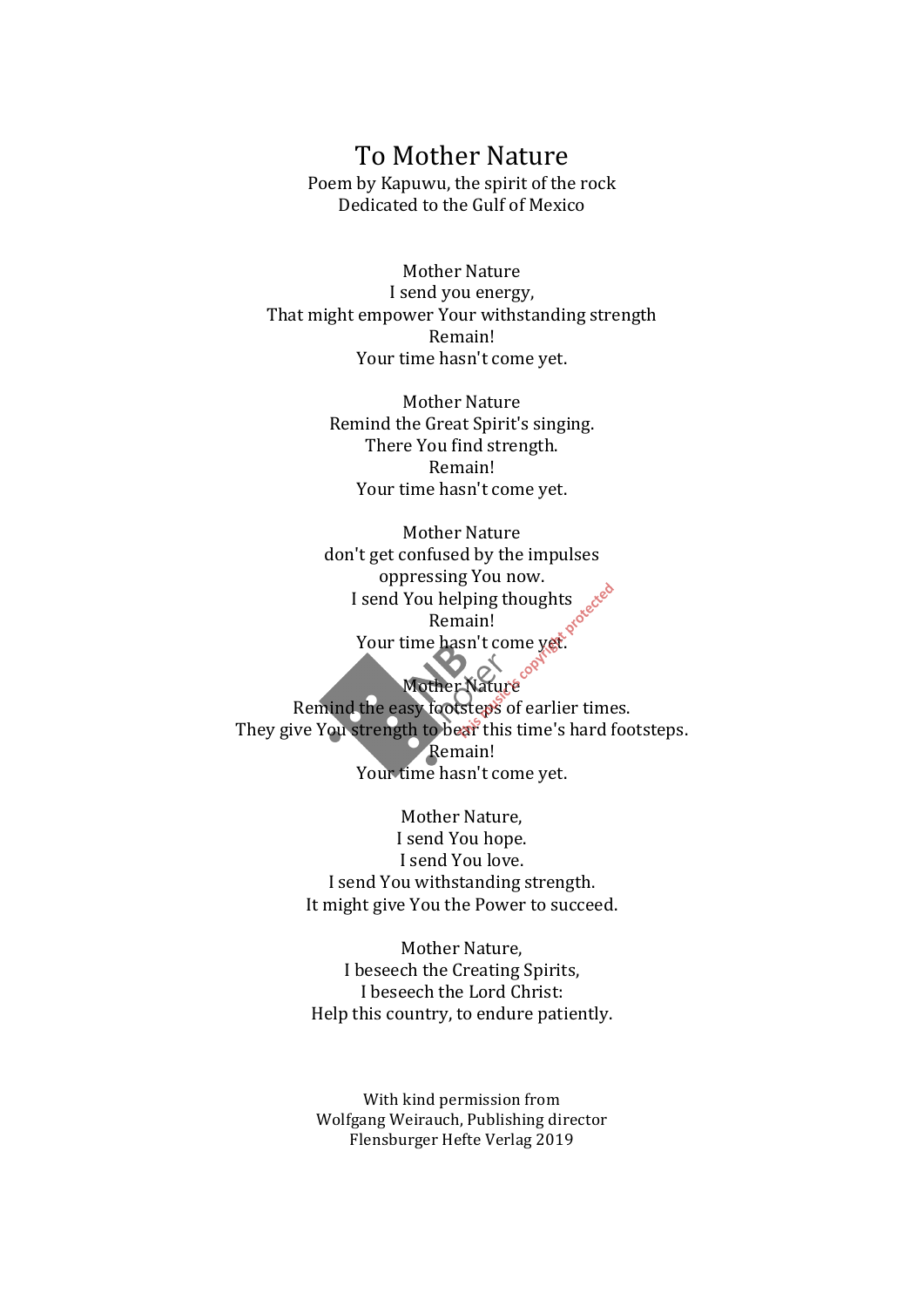# To Mother Nature

Poem by Kapuwu, the spirit of the rock
Dedicated to the Gulf of Mexico

Mother Nature
I send you energy,
That might empower Your withstanding strength
Remain!
Your time hasn't come yet.

Mother Nature
Remind the Great Spirit's singing.
There You find strength.
Remain!
Your time hasn't come yet.

Mother Nature
don't get confused by the impulses
oppressing You now.
I send You helping thoughts
Remain!
Your time hasn't come yet.

Mother Nature
Remind the easy footsteps of earlier times.
They give You strength to bear this time's hard footsteps.
Remain!
Your time hasn't come yet.

Mother Nature,
I send You hope.
I send You love.
I send You withstanding strength.
It might give You the Power to succeed.

Mother Nature,
I beseech the Creating Spirits,
I beseech the Lord Christ:
Help this country, to endure patiently.

With kind permission from
Wolfgang Weirauch, Publishing director
Flensburger Hefte Verlag 2019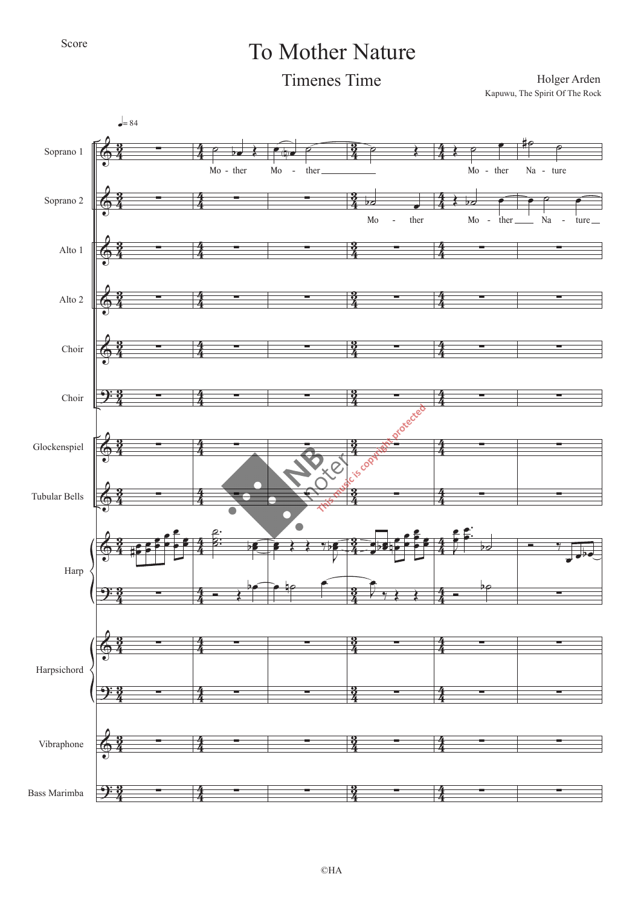Score

# To Mother Nature

## Timenes Time

Holger Arden

Kapuwu, The Spirit Of The Rock

©HA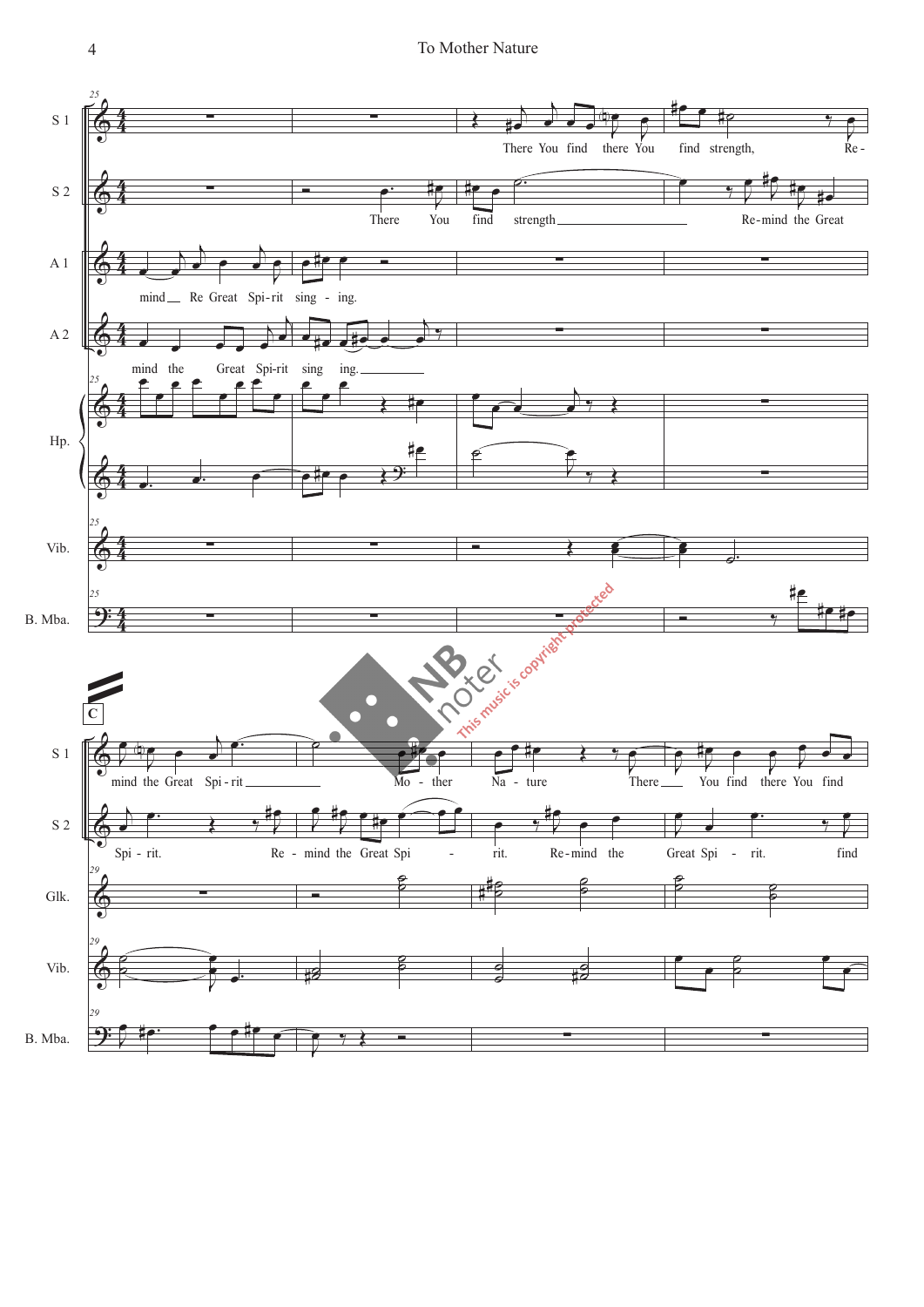S 1: There You find there You find strength, Re-

S 2: There You find strength Re-mind the Great

A 1: mind Re Great Spi-rit sing - ing.

A 2: mind the Great Spi-rit sing ing.

Hp.

Vib.

B. Mba.

**C**

S 1: mind the Great Spi-rit Mo - ther Na - ture There You find there You find

S 2: Spi - rit. Re - mind the Great Spi - rit. Re-mind the Great Spi - rit. find

Glk.

Vib.

B. Mba.

This music is copyright protected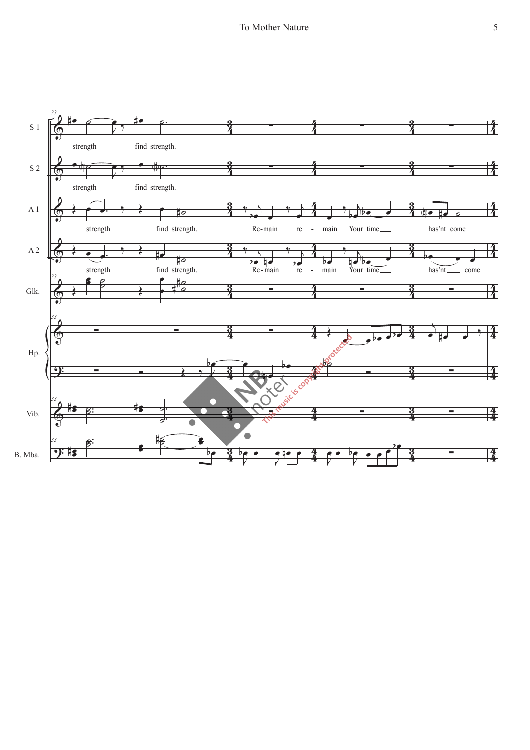S 1: strength find strength.

S 2: strength find strength.

A 1: strength find strength. Re-main re - main Your time has'nt come

A 2: strength find strength. Re-main re - main Your time has'nt come

Glk.

Hp.

Vib.

B. Mba.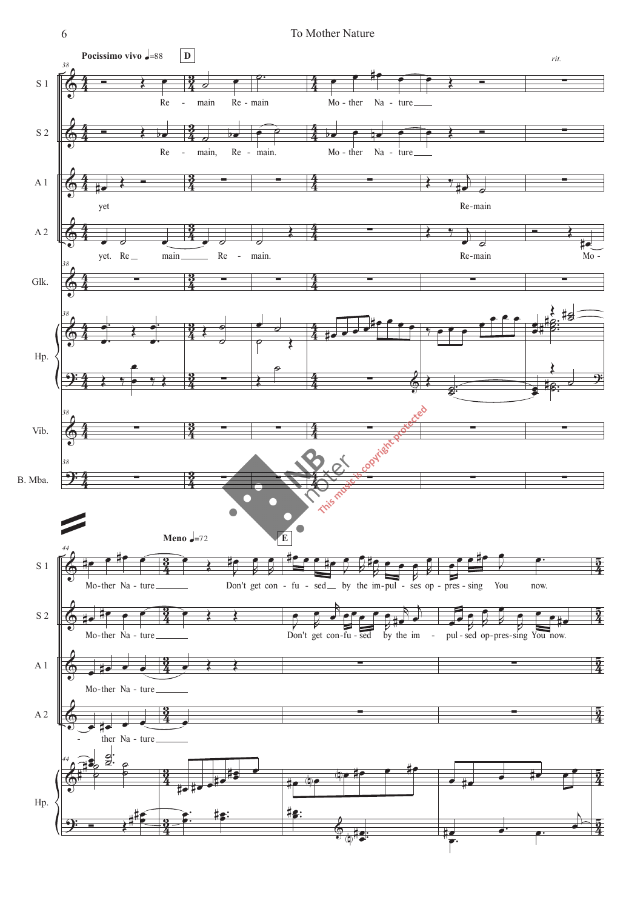**Pocissimo vivo** ♩=88 **D** *rit.*

S 1: Re - main Re - main Mo - ther Na - ture

S 2: Re - main, Re - main. Mo - ther Na - ture

A 1: yet Re-main

A 2: yet. Re main Re - main. Re-main Mo -

Glk.

Hp.

Vib.

B. Mba.

**Meno** ♩=72 **E**

S 1: Mo-ther Na - ture Don't get con - fu - sed by the im-pul - ses op - pres - sing You now.

S 2: Mo-ther Na - ture Don't get con-fu - sed by the im - pul - sed op-pres-sing You now.

A 1: Mo-ther Na - ture

A 2: - ther Na - ture

Hp.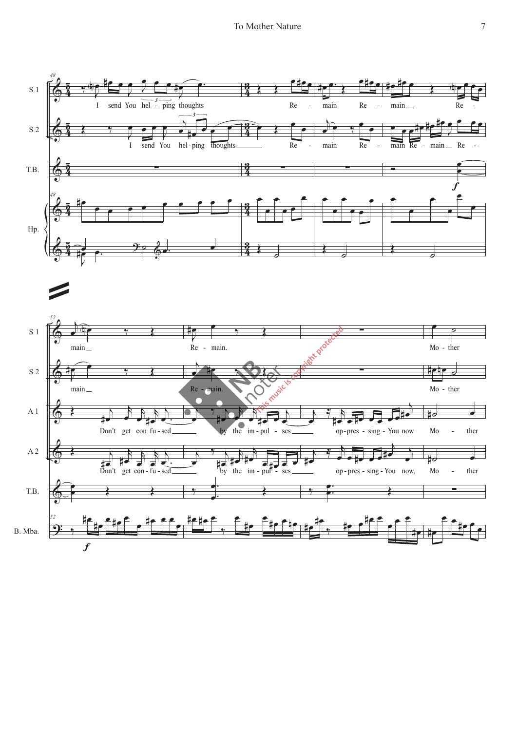S 1: I send You hel - ping thoughts Re - main Re - main Re - main Re - main. Mo - ther

S 2: I send You hel - ping thoughts Re - main Re - main Re - main Re - main Re - main. Mo - ther

A 1: Don't get con fu - sed by the im - pul - ses op - pres - sing - You now Mo - ther

A 2: Don't get con - fu - sed by the im - pul - ses op - pres - sing - You now, Mo - ther

T.B.

Hp.

B. Mba.

This music is copyright protected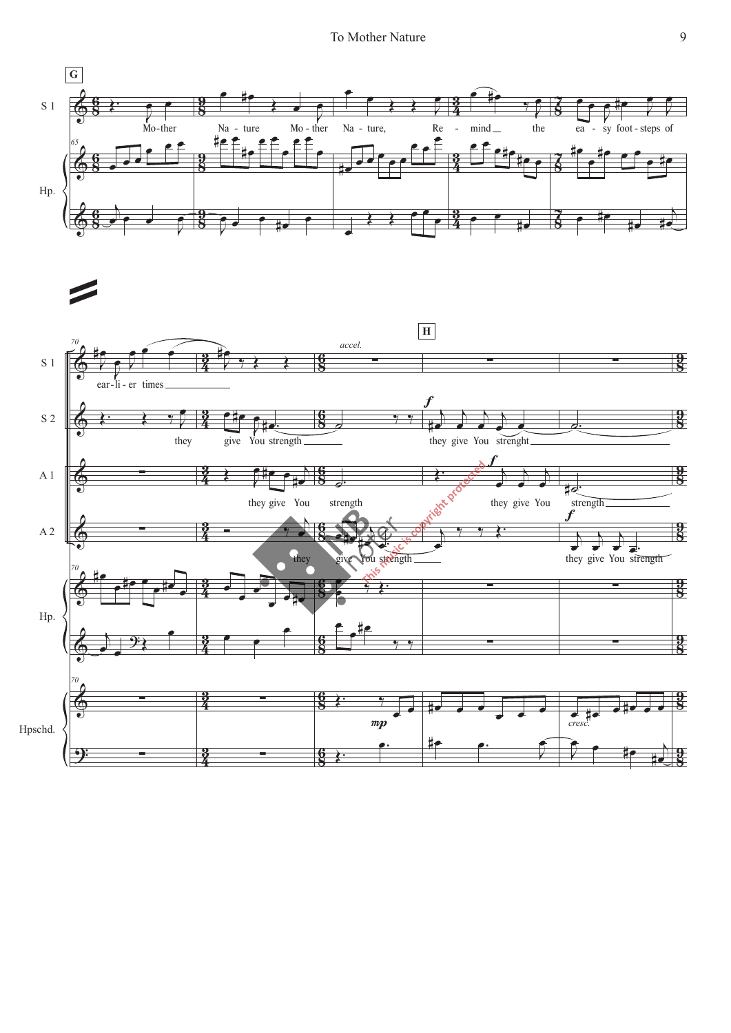**G**

S 1: Mo-ther Na - ture Mo - ther Na - ture, Re - mind the ea - sy foot - steps of

Hp.

**70**

S 1: ear - li - er times

S 2: they give You strength they give You strenght

A 1: they give You strength they give You strength

A 2: they give You strength they give You strength

Hp.

Hpschd. *mp* *cresc.*

*accel.*

**H**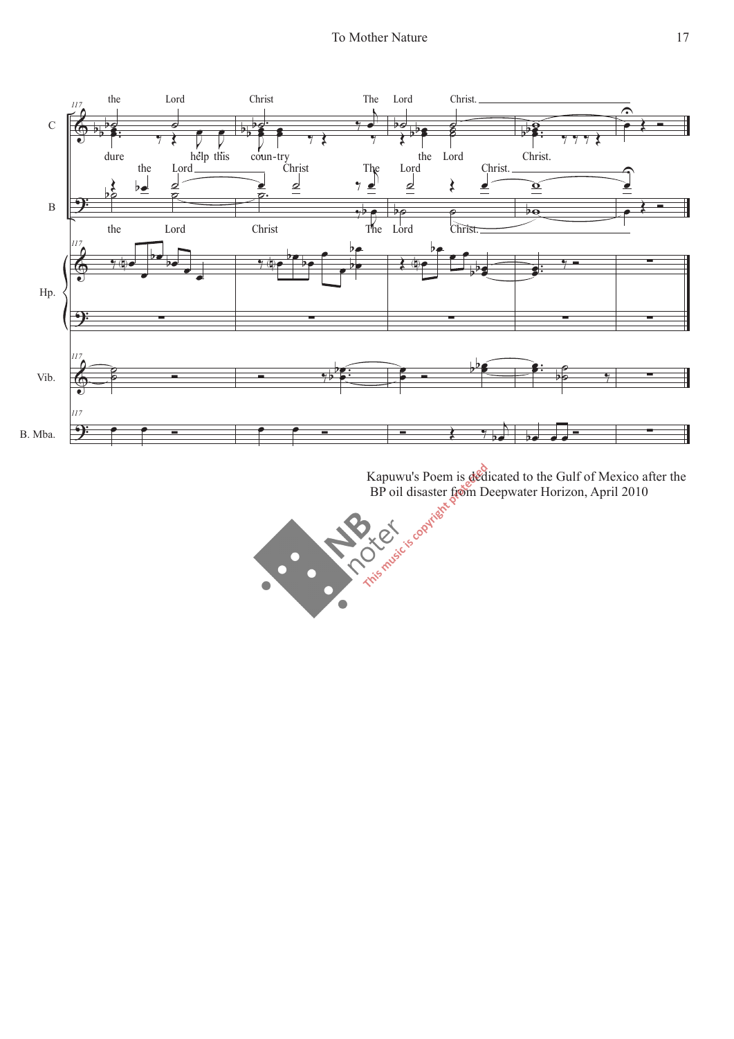Kapuwu's Poem is dedicated to the Gulf of Mexico after the BP oil disaster from Deepwater Horizon, April 2010